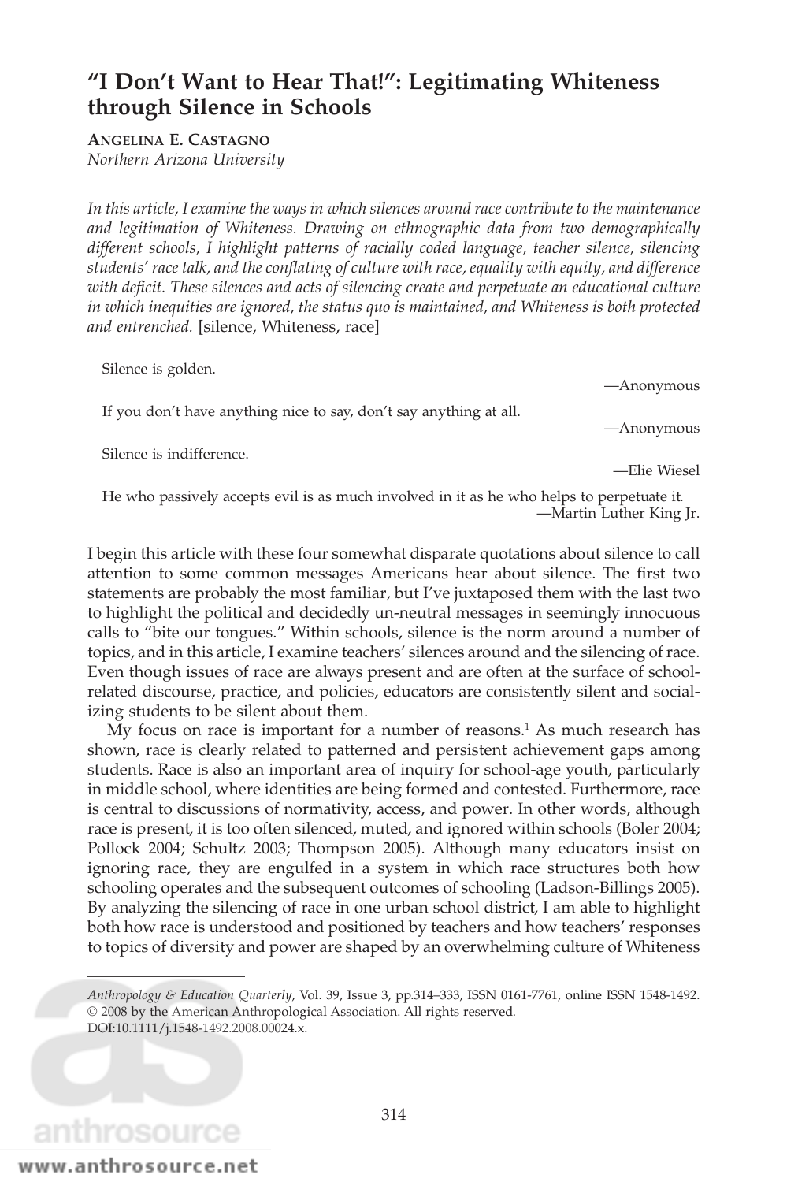# "I Don't Want to Hear That!": Legitimating Whiteness through Silence in Schools

**ANGELINA E. CASTAGNO**
*Northern Arizona University*

*In this article, I examine the ways in which silences around race contribute to the maintenance and legitimation of Whiteness. Drawing on ethnographic data from two demographically different schools, I highlight patterns of racially coded language, teacher silence, silencing students' race talk, and the conflating of culture with race, equality with equity, and difference with deficit. These silences and acts of silencing create and perpetuate an educational culture in which inequities are ignored, the status quo is maintained, and Whiteness is both protected and entrenched.* [silence, Whiteness, race]

> Silence is golden.
>
> —Anonymous
>
> If you don't have anything nice to say, don't say anything at all.
>
> —Anonymous
>
> Silence is indifference.
>
> —Elie Wiesel
>
> He who passively accepts evil is as much involved in it as he who helps to perpetuate it.
>
> —Martin Luther King Jr.

I begin this article with these four somewhat disparate quotations about silence to call attention to some common messages Americans hear about silence. The first two statements are probably the most familiar, but I've juxtaposed them with the last two to highlight the political and decidedly un-neutral messages in seemingly innocuous calls to "bite our tongues." Within schools, silence is the norm around a number of topics, and in this article, I examine teachers' silences around and the silencing of race. Even though issues of race are always present and are often at the surface of school-related discourse, practice, and policies, educators are consistently silent and socializing students to be silent about them.

My focus on race is important for a number of reasons.[1] As much research has shown, race is clearly related to patterned and persistent achievement gaps among students. Race is also an important area of inquiry for school-age youth, particularly in middle school, where identities are being formed and contested. Furthermore, race is central to discussions of normativity, access, and power. In other words, although race is present, it is too often silenced, muted, and ignored within schools (Boler 2004; Pollock 2004; Schultz 2003; Thompson 2005). Although many educators insist on ignoring race, they are engulfed in a system in which race structures both how schooling operates and the subsequent outcomes of schooling (Ladson-Billings 2005). By analyzing the silencing of race in one urban school district, I am able to highlight both how race is understood and positioned by teachers and how teachers' responses to topics of diversity and power are shaped by an overwhelming culture of Whiteness

*Anthropology & Education Quarterly*, Vol. 39, Issue 3, pp.314–333, ISSN 0161-7761, online ISSN 1548-1492. © 2008 by the American Anthropological Association. All rights reserved. DOI:10.1111/j.1548-1492.2008.00024.x.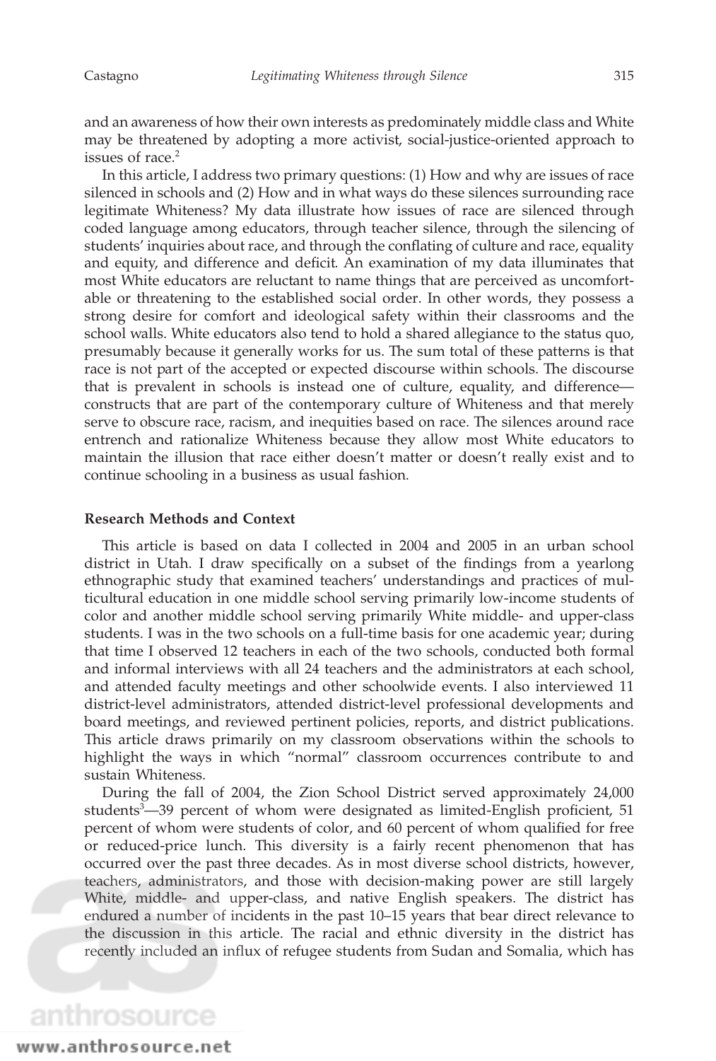and an awareness of how their own interests as predominately middle class and White may be threatened by adopting a more activist, social-justice-oriented approach to issues of race.[2]

In this article, I address two primary questions: (1) How and why are issues of race silenced in schools and (2) How and in what ways do these silences surrounding race legitimate Whiteness? My data illustrate how issues of race are silenced through coded language among educators, through teacher silence, through the silencing of students' inquiries about race, and through the conflating of culture and race, equality and equity, and difference and deficit. An examination of my data illuminates that most White educators are reluctant to name things that are perceived as uncomfortable or threatening to the established social order. In other words, they possess a strong desire for comfort and ideological safety within their classrooms and the school walls. White educators also tend to hold a shared allegiance to the status quo, presumably because it generally works for us. The sum total of these patterns is that race is not part of the accepted or expected discourse within schools. The discourse that is prevalent in schools is instead one of culture, equality, and difference—constructs that are part of the contemporary culture of Whiteness and that merely serve to obscure race, racism, and inequities based on race. The silences around race entrench and rationalize Whiteness because they allow most White educators to maintain the illusion that race either doesn't matter or doesn't really exist and to continue schooling in a business as usual fashion.

## Research Methods and Context

This article is based on data I collected in 2004 and 2005 in an urban school district in Utah. I draw specifically on a subset of the findings from a yearlong ethnographic study that examined teachers' understandings and practices of multicultural education in one middle school serving primarily low-income students of color and another middle school serving primarily White middle- and upper-class students. I was in the two schools on a full-time basis for one academic year; during that time I observed 12 teachers in each of the two schools, conducted both formal and informal interviews with all 24 teachers and the administrators at each school, and attended faculty meetings and other schoolwide events. I also interviewed 11 district-level administrators, attended district-level professional developments and board meetings, and reviewed pertinent policies, reports, and district publications. This article draws primarily on my classroom observations within the schools to highlight the ways in which "normal" classroom occurrences contribute to and sustain Whiteness.

During the fall of 2004, the Zion School District served approximately 24,000 students[3]—39 percent of whom were designated as limited-English proficient, 51 percent of whom were students of color, and 60 percent of whom qualified for free or reduced-price lunch. This diversity is a fairly recent phenomenon that has occurred over the past three decades. As in most diverse school districts, however, teachers, administrators, and those with decision-making power are still largely White, middle- and upper-class, and native English speakers. The district has endured a number of incidents in the past 10–15 years that bear direct relevance to the discussion in this article. The racial and ethnic diversity in the district has recently included an influx of refugee students from Sudan and Somalia, which has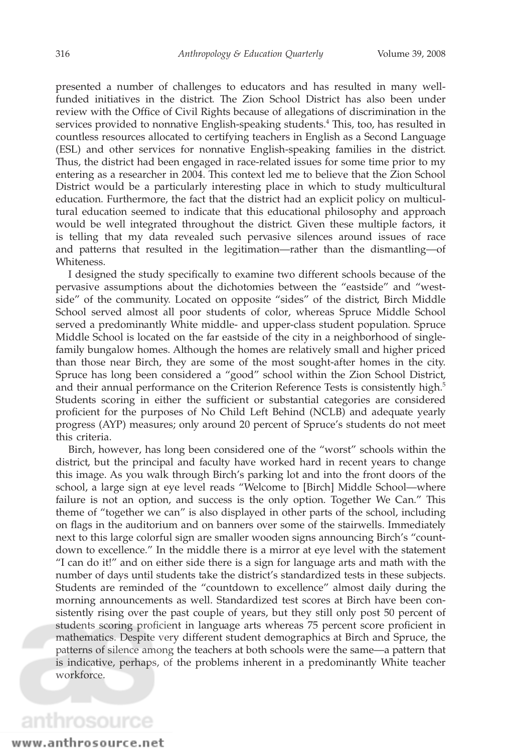presented a number of challenges to educators and has resulted in many well-funded initiatives in the district. The Zion School District has also been under review with the Office of Civil Rights because of allegations of discrimination in the services provided to nonnative English-speaking students.[4] This, too, has resulted in countless resources allocated to certifying teachers in English as a Second Language (ESL) and other services for nonnative English-speaking families in the district. Thus, the district had been engaged in race-related issues for some time prior to my entering as a researcher in 2004. This context led me to believe that the Zion School District would be a particularly interesting place in which to study multicultural education. Furthermore, the fact that the district had an explicit policy on multicultural education seemed to indicate that this educational philosophy and approach would be well integrated throughout the district. Given these multiple factors, it is telling that my data revealed such pervasive silences around issues of race and patterns that resulted in the legitimation—rather than the dismantling—of Whiteness.

I designed the study specifically to examine two different schools because of the pervasive assumptions about the dichotomies between the "eastside" and "westside" of the community. Located on opposite "sides" of the district, Birch Middle School served almost all poor students of color, whereas Spruce Middle School served a predominantly White middle- and upper-class student population. Spruce Middle School is located on the far eastside of the city in a neighborhood of single-family bungalow homes. Although the homes are relatively small and higher priced than those near Birch, they are some of the most sought-after homes in the city. Spruce has long been considered a "good" school within the Zion School District, and their annual performance on the Criterion Reference Tests is consistently high.[5] Students scoring in either the sufficient or substantial categories are considered proficient for the purposes of No Child Left Behind (NCLB) and adequate yearly progress (AYP) measures; only around 20 percent of Spruce's students do not meet this criteria.

Birch, however, has long been considered one of the "worst" schools within the district, but the principal and faculty have worked hard in recent years to change this image. As you walk through Birch's parking lot and into the front doors of the school, a large sign at eye level reads "Welcome to [Birch] Middle School—where failure is not an option, and success is the only option. Together We Can." This theme of "together we can" is also displayed in other parts of the school, including on flags in the auditorium and on banners over some of the stairwells. Immediately next to this large colorful sign are smaller wooden signs announcing Birch's "countdown to excellence." In the middle there is a mirror at eye level with the statement "I can do it!" and on either side there is a sign for language arts and math with the number of days until students take the district's standardized tests in these subjects. Students are reminded of the "countdown to excellence" almost daily during the morning announcements as well. Standardized test scores at Birch have been consistently rising over the past couple of years, but they still only post 50 percent of students scoring proficient in language arts whereas 75 percent score proficient in mathematics. Despite very different student demographics at Birch and Spruce, the patterns of silence among the teachers at both schools were the same—a pattern that is indicative, perhaps, of the problems inherent in a predominantly White teacher workforce.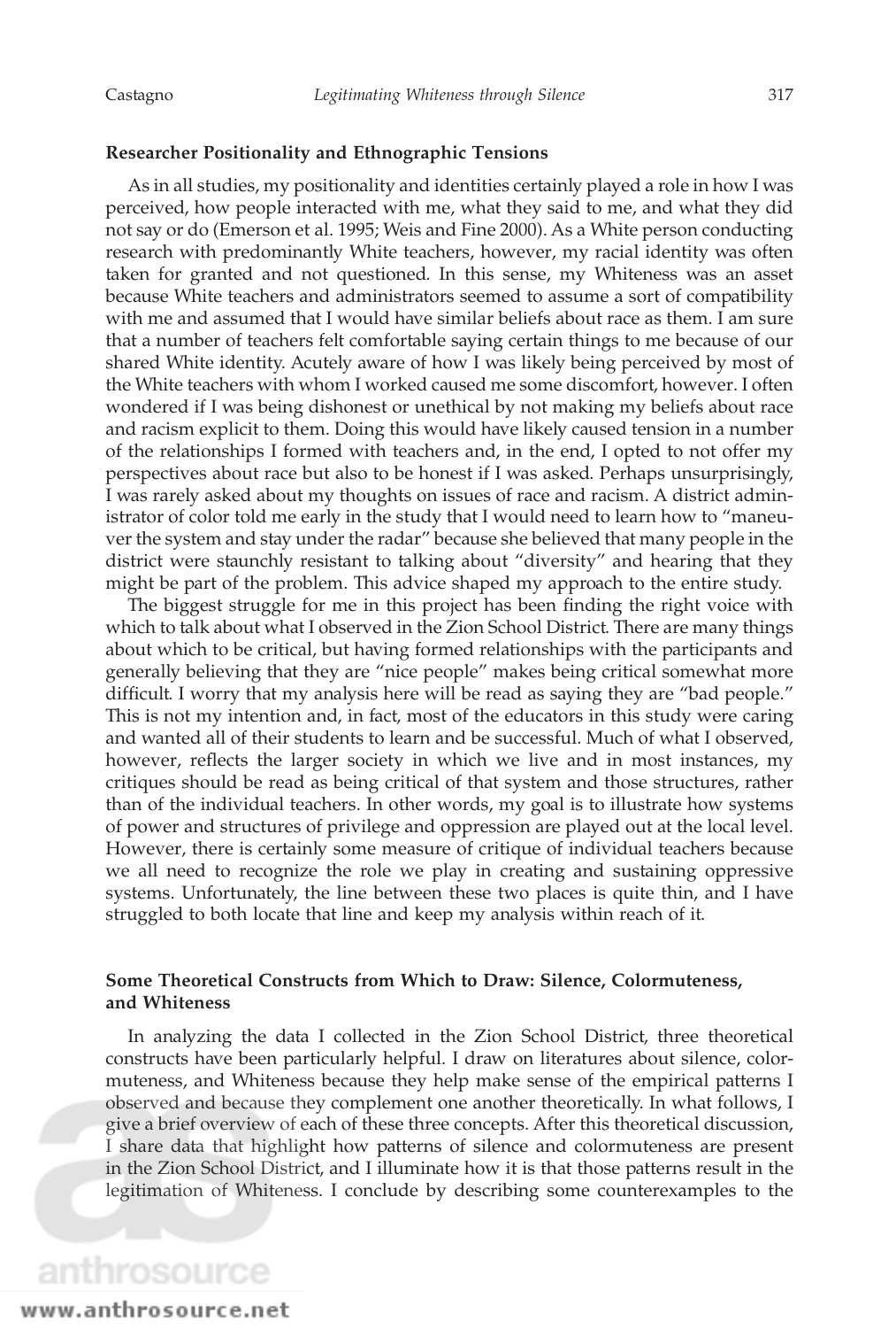### Researcher Positionality and Ethnographic Tensions

As in all studies, my positionality and identities certainly played a role in how I was perceived, how people interacted with me, what they said to me, and what they did not say or do (Emerson et al. 1995; Weis and Fine 2000). As a White person conducting research with predominantly White teachers, however, my racial identity was often taken for granted and not questioned. In this sense, my Whiteness was an asset because White teachers and administrators seemed to assume a sort of compatibility with me and assumed that I would have similar beliefs about race as them. I am sure that a number of teachers felt comfortable saying certain things to me because of our shared White identity. Acutely aware of how I was likely being perceived by most of the White teachers with whom I worked caused me some discomfort, however. I often wondered if I was being dishonest or unethical by not making my beliefs about race and racism explicit to them. Doing this would have likely caused tension in a number of the relationships I formed with teachers and, in the end, I opted to not offer my perspectives about race but also to be honest if I was asked. Perhaps unsurprisingly, I was rarely asked about my thoughts on issues of race and racism. A district administrator of color told me early in the study that I would need to learn how to "maneuver the system and stay under the radar" because she believed that many people in the district were staunchly resistant to talking about "diversity" and hearing that they might be part of the problem. This advice shaped my approach to the entire study.

The biggest struggle for me in this project has been finding the right voice with which to talk about what I observed in the Zion School District. There are many things about which to be critical, but having formed relationships with the participants and generally believing that they are "nice people" makes being critical somewhat more difficult. I worry that my analysis here will be read as saying they are "bad people." This is not my intention and, in fact, most of the educators in this study were caring and wanted all of their students to learn and be successful. Much of what I observed, however, reflects the larger society in which we live and in most instances, my critiques should be read as being critical of that system and those structures, rather than of the individual teachers. In other words, my goal is to illustrate how systems of power and structures of privilege and oppression are played out at the local level. However, there is certainly some measure of critique of individual teachers because we all need to recognize the role we play in creating and sustaining oppressive systems. Unfortunately, the line between these two places is quite thin, and I have struggled to both locate that line and keep my analysis within reach of it.

### Some Theoretical Constructs from Which to Draw: Silence, Colormuteness, and Whiteness

In analyzing the data I collected in the Zion School District, three theoretical constructs have been particularly helpful. I draw on literatures about silence, colormuteness, and Whiteness because they help make sense of the empirical patterns I observed and because they complement one another theoretically. In what follows, I give a brief overview of each of these three concepts. After this theoretical discussion, I share data that highlight how patterns of silence and colormuteness are present in the Zion School District, and I illuminate how it is that those patterns result in the legitimation of Whiteness. I conclude by describing some counterexamples to the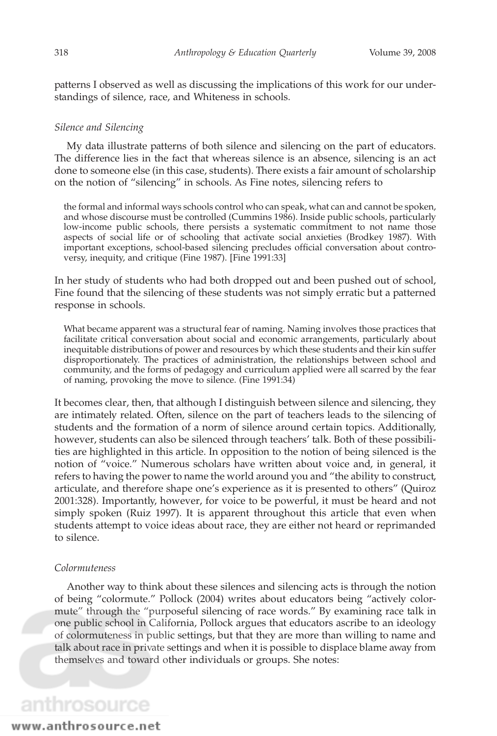patterns I observed as well as discussing the implications of this work for our understandings of silence, race, and Whiteness in schools.

### *Silence and Silencing*

My data illustrate patterns of both silence and silencing on the part of educators. The difference lies in the fact that whereas silence is an absence, silencing is an act done to someone else (in this case, students). There exists a fair amount of scholarship on the notion of "silencing" in schools. As Fine notes, silencing refers to

> the formal and informal ways schools control who can speak, what can and cannot be spoken, and whose discourse must be controlled (Cummins 1986). Inside public schools, particularly low-income public schools, there persists a systematic commitment to not name those aspects of social life or of schooling that activate social anxieties (Brodkey 1987). With important exceptions, school-based silencing precludes official conversation about controversy, inequity, and critique (Fine 1987). [Fine 1991:33]

In her study of students who had both dropped out and been pushed out of school, Fine found that the silencing of these students was not simply erratic but a patterned response in schools.

> What became apparent was a structural fear of naming. Naming involves those practices that facilitate critical conversation about social and economic arrangements, particularly about inequitable distributions of power and resources by which these students and their kin suffer disproportionately. The practices of administration, the relationships between school and community, and the forms of pedagogy and curriculum applied were all scarred by the fear of naming, provoking the move to silence. (Fine 1991:34)

It becomes clear, then, that although I distinguish between silence and silencing, they are intimately related. Often, silence on the part of teachers leads to the silencing of students and the formation of a norm of silence around certain topics. Additionally, however, students can also be silenced through teachers' talk. Both of these possibilities are highlighted in this article. In opposition to the notion of being silenced is the notion of "voice." Numerous scholars have written about voice and, in general, it refers to having the power to name the world around you and "the ability to construct, articulate, and therefore shape one's experience as it is presented to others" (Quiroz 2001:328). Importantly, however, for voice to be powerful, it must be heard and not simply spoken (Ruiz 1997). It is apparent throughout this article that even when students attempt to voice ideas about race, they are either not heard or reprimanded to silence.

### *Colormuteness*

Another way to think about these silences and silencing acts is through the notion of being "colormute." Pollock (2004) writes about educators being "actively colormute" through the "purposeful silencing of race words." By examining race talk in one public school in California, Pollock argues that educators ascribe to an ideology of colormuteness in public settings, but that they are more than willing to name and talk about race in private settings and when it is possible to displace blame away from themselves and toward other individuals or groups. She notes: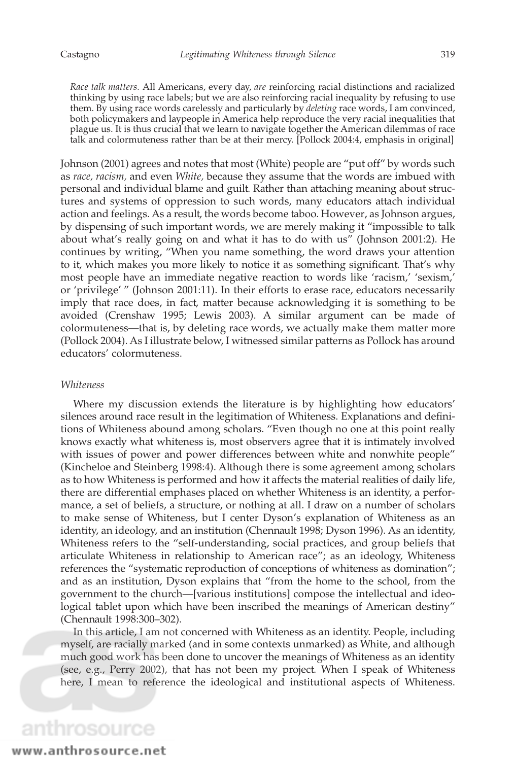> *Race talk matters.* All Americans, every day, *are* reinforcing racial distinctions and racialized thinking by using race labels; but we are also reinforcing racial inequality by refusing to use them. By using race words carelessly and particularly by *deleting* race words, I am convinced, both policymakers and laypeople in America help reproduce the very racial inequalities that plague us. It is thus crucial that we learn to navigate together the American dilemmas of race talk and colormuteness rather than be at their mercy. [Pollock 2004:4, emphasis in original]

Johnson (2001) agrees and notes that most (White) people are "put off" by words such as *race, racism,* and even *White,* because they assume that the words are imbued with personal and individual blame and guilt. Rather than attaching meaning about structures and systems of oppression to such words, many educators attach individual action and feelings. As a result, the words become taboo. However, as Johnson argues, by dispensing of such important words, we are merely making it "impossible to talk about what's really going on and what it has to do with us" (Johnson 2001:2). He continues by writing, "When you name something, the word draws your attention to it, which makes you more likely to notice it as something significant. That's why most people have an immediate negative reaction to words like 'racism,' 'sexism,' or 'privilege' " (Johnson 2001:11). In their efforts to erase race, educators necessarily imply that race does, in fact, matter because acknowledging it is something to be avoided (Crenshaw 1995; Lewis 2003). A similar argument can be made of colormuteness—that is, by deleting race words, we actually make them matter more (Pollock 2004). As I illustrate below, I witnessed similar patterns as Pollock has around educators' colormuteness.

### *Whiteness*

Where my discussion extends the literature is by highlighting how educators' silences around race result in the legitimation of Whiteness. Explanations and definitions of Whiteness abound among scholars. "Even though no one at this point really knows exactly what whiteness is, most observers agree that it is intimately involved with issues of power and power differences between white and nonwhite people" (Kincheloe and Steinberg 1998:4). Although there is some agreement among scholars as to how Whiteness is performed and how it affects the material realities of daily life, there are differential emphases placed on whether Whiteness is an identity, a performance, a set of beliefs, a structure, or nothing at all. I draw on a number of scholars to make sense of Whiteness, but I center Dyson's explanation of Whiteness as an identity, an ideology, and an institution (Chennault 1998; Dyson 1996). As an identity, Whiteness refers to the "self-understanding, social practices, and group beliefs that articulate Whiteness in relationship to American race"; as an ideology, Whiteness references the "systematic reproduction of conceptions of whiteness as domination"; and as an institution, Dyson explains that "from the home to the school, from the government to the church—[various institutions] compose the intellectual and ideological tablet upon which have been inscribed the meanings of American destiny" (Chennault 1998:300–302).

In this article, I am not concerned with Whiteness as an identity. People, including myself, are racially marked (and in some contexts unmarked) as White, and although much good work has been done to uncover the meanings of Whiteness as an identity (see, e.g., Perry 2002), that has not been my project. When I speak of Whiteness here, I mean to reference the ideological and institutional aspects of Whiteness.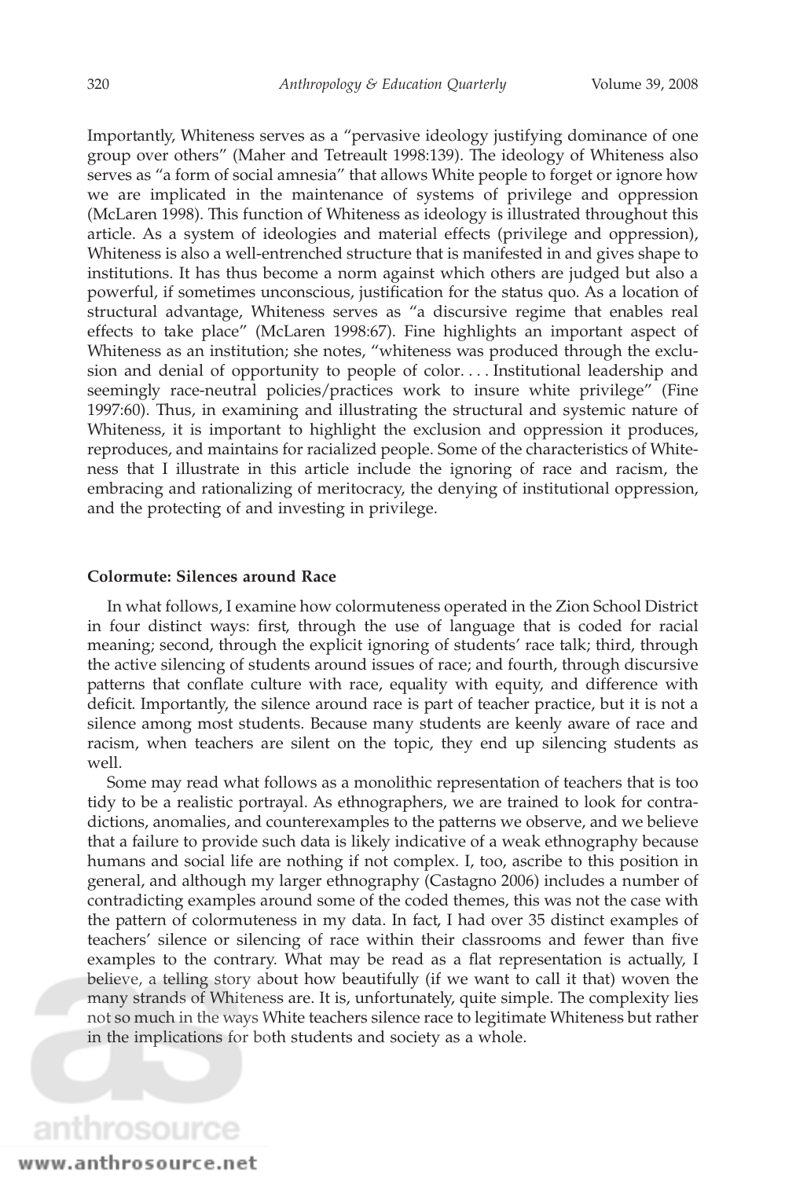Importantly, Whiteness serves as a "pervasive ideology justifying dominance of one group over others" (Maher and Tetreault 1998:139). The ideology of Whiteness also serves as "a form of social amnesia" that allows White people to forget or ignore how we are implicated in the maintenance of systems of privilege and oppression (McLaren 1998). This function of Whiteness as ideology is illustrated throughout this article. As a system of ideologies and material effects (privilege and oppression), Whiteness is also a well-entrenched structure that is manifested in and gives shape to institutions. It has thus become a norm against which others are judged but also a powerful, if sometimes unconscious, justification for the status quo. As a location of structural advantage, Whiteness serves as "a discursive regime that enables real effects to take place" (McLaren 1998:67). Fine highlights an important aspect of Whiteness as an institution; she notes, "whiteness was produced through the exclusion and denial of opportunity to people of color. . . . Institutional leadership and seemingly race-neutral policies/practices work to insure white privilege" (Fine 1997:60). Thus, in examining and illustrating the structural and systemic nature of Whiteness, it is important to highlight the exclusion and oppression it produces, reproduces, and maintains for racialized people. Some of the characteristics of Whiteness that I illustrate in this article include the ignoring of race and racism, the embracing and rationalizing of meritocracy, the denying of institutional oppression, and the protecting of and investing in privilege.

### Colormute: Silences around Race

In what follows, I examine how colormuteness operated in the Zion School District in four distinct ways: first, through the use of language that is coded for racial meaning; second, through the explicit ignoring of students' race talk; third, through the active silencing of students around issues of race; and fourth, through discursive patterns that conflate culture with race, equality with equity, and difference with deficit. Importantly, the silence around race is part of teacher practice, but it is not a silence among most students. Because many students are keenly aware of race and racism, when teachers are silent on the topic, they end up silencing students as well.

Some may read what follows as a monolithic representation of teachers that is too tidy to be a realistic portrayal. As ethnographers, we are trained to look for contradictions, anomalies, and counterexamples to the patterns we observe, and we believe that a failure to provide such data is likely indicative of a weak ethnography because humans and social life are nothing if not complex. I, too, ascribe to this position in general, and although my larger ethnography (Castagno 2006) includes a number of contradicting examples around some of the coded themes, this was not the case with the pattern of colormuteness in my data. In fact, I had over 35 distinct examples of teachers' silence or silencing of race within their classrooms and fewer than five examples to the contrary. What may be read as a flat representation is actually, I believe, a telling story about how beautifully (if we want to call it that) woven the many strands of Whiteness are. It is, unfortunately, quite simple. The complexity lies not so much in the ways White teachers silence race to legitimate Whiteness but rather in the implications for both students and society as a whole.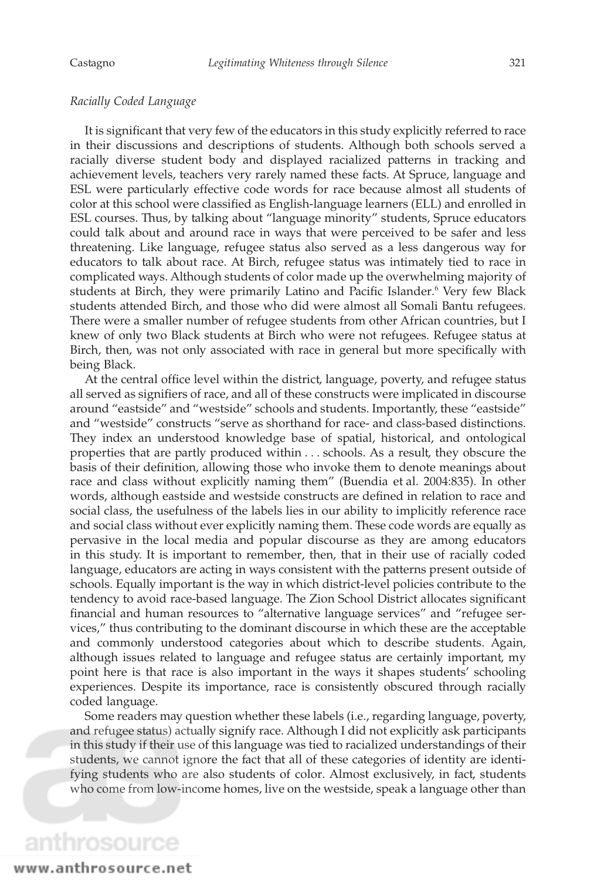*Racially Coded Language*

It is significant that very few of the educators in this study explicitly referred to race in their discussions and descriptions of students. Although both schools served a racially diverse student body and displayed racialized patterns in tracking and achievement levels, teachers very rarely named these facts. At Spruce, language and ESL were particularly effective code words for race because almost all students of color at this school were classified as English-language learners (ELL) and enrolled in ESL courses. Thus, by talking about "language minority" students, Spruce educators could talk about and around race in ways that were perceived to be safer and less threatening. Like language, refugee status also served as a less dangerous way for educators to talk about race. At Birch, refugee status was intimately tied to race in complicated ways. Although students of color made up the overwhelming majority of students at Birch, they were primarily Latino and Pacific Islander.[6] Very few Black students attended Birch, and those who did were almost all Somali Bantu refugees. There were a smaller number of refugee students from other African countries, but I knew of only two Black students at Birch who were not refugees. Refugee status at Birch, then, was not only associated with race in general but more specifically with being Black.

At the central office level within the district, language, poverty, and refugee status all served as signifiers of race, and all of these constructs were implicated in discourse around "eastside" and "westside" schools and students. Importantly, these "eastside" and "westside" constructs "serve as shorthand for race- and class-based distinctions. They index an understood knowledge base of spatial, historical, and ontological properties that are partly produced within . . . schools. As a result, they obscure the basis of their definition, allowing those who invoke them to denote meanings about race and class without explicitly naming them" (Buendia et al. 2004:835). In other words, although eastside and westside constructs are defined in relation to race and social class, the usefulness of the labels lies in our ability to implicitly reference race and social class without ever explicitly naming them. These code words are equally as pervasive in the local media and popular discourse as they are among educators in this study. It is important to remember, then, that in their use of racially coded language, educators are acting in ways consistent with the patterns present outside of schools. Equally important is the way in which district-level policies contribute to the tendency to avoid race-based language. The Zion School District allocates significant financial and human resources to "alternative language services" and "refugee services," thus contributing to the dominant discourse in which these are the acceptable and commonly understood categories about which to describe students. Again, although issues related to language and refugee status are certainly important, my point here is that race is also important in the ways it shapes students' schooling experiences. Despite its importance, race is consistently obscured through racially coded language.

Some readers may question whether these labels (i.e., regarding language, poverty, and refugee status) actually signify race. Although I did not explicitly ask participants in this study if their use of this language was tied to racialized understandings of their students, we cannot ignore the fact that all of these categories of identity are identifying students who are also students of color. Almost exclusively, in fact, students who come from low-income homes, live on the westside, speak a language other than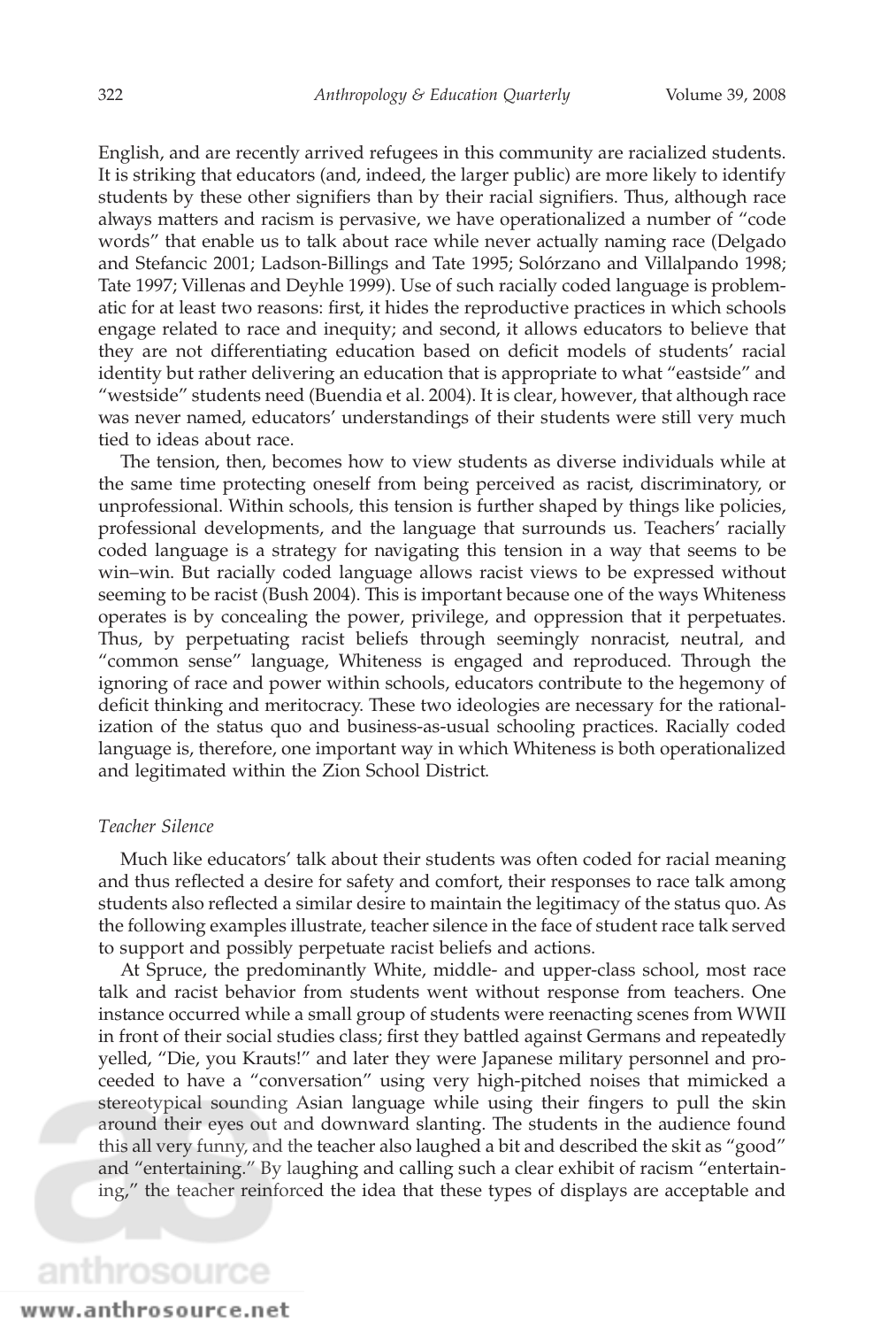English, and are recently arrived refugees in this community are racialized students. It is striking that educators (and, indeed, the larger public) are more likely to identify students by these other signifiers than by their racial signifiers. Thus, although race always matters and racism is pervasive, we have operationalized a number of "code words" that enable us to talk about race while never actually naming race (Delgado and Stefancic 2001; Ladson-Billings and Tate 1995; Solórzano and Villalpando 1998; Tate 1997; Villenas and Deyhle 1999). Use of such racially coded language is problematic for at least two reasons: first, it hides the reproductive practices in which schools engage related to race and inequity; and second, it allows educators to believe that they are not differentiating education based on deficit models of students' racial identity but rather delivering an education that is appropriate to what "eastside" and "westside" students need (Buendia et al. 2004). It is clear, however, that although race was never named, educators' understandings of their students were still very much tied to ideas about race.

The tension, then, becomes how to view students as diverse individuals while at the same time protecting oneself from being perceived as racist, discriminatory, or unprofessional. Within schools, this tension is further shaped by things like policies, professional developments, and the language that surrounds us. Teachers' racially coded language is a strategy for navigating this tension in a way that seems to be win–win. But racially coded language allows racist views to be expressed without seeming to be racist (Bush 2004). This is important because one of the ways Whiteness operates is by concealing the power, privilege, and oppression that it perpetuates. Thus, by perpetuating racist beliefs through seemingly nonracist, neutral, and "common sense" language, Whiteness is engaged and reproduced. Through the ignoring of race and power within schools, educators contribute to the hegemony of deficit thinking and meritocracy. These two ideologies are necessary for the rationalization of the status quo and business-as-usual schooling practices. Racially coded language is, therefore, one important way in which Whiteness is both operationalized and legitimated within the Zion School District.

*Teacher Silence*

Much like educators' talk about their students was often coded for racial meaning and thus reflected a desire for safety and comfort, their responses to race talk among students also reflected a similar desire to maintain the legitimacy of the status quo. As the following examples illustrate, teacher silence in the face of student race talk served to support and possibly perpetuate racist beliefs and actions.

At Spruce, the predominantly White, middle- and upper-class school, most race talk and racist behavior from students went without response from teachers. One instance occurred while a small group of students were reenacting scenes from WWII in front of their social studies class; first they battled against Germans and repeatedly yelled, "Die, you Krauts!" and later they were Japanese military personnel and proceeded to have a "conversation" using very high-pitched noises that mimicked a stereotypical sounding Asian language while using their fingers to pull the skin around their eyes out and downward slanting. The students in the audience found this all very funny, and the teacher also laughed a bit and described the skit as "good" and "entertaining." By laughing and calling such a clear exhibit of racism "entertaining," the teacher reinforced the idea that these types of displays are acceptable and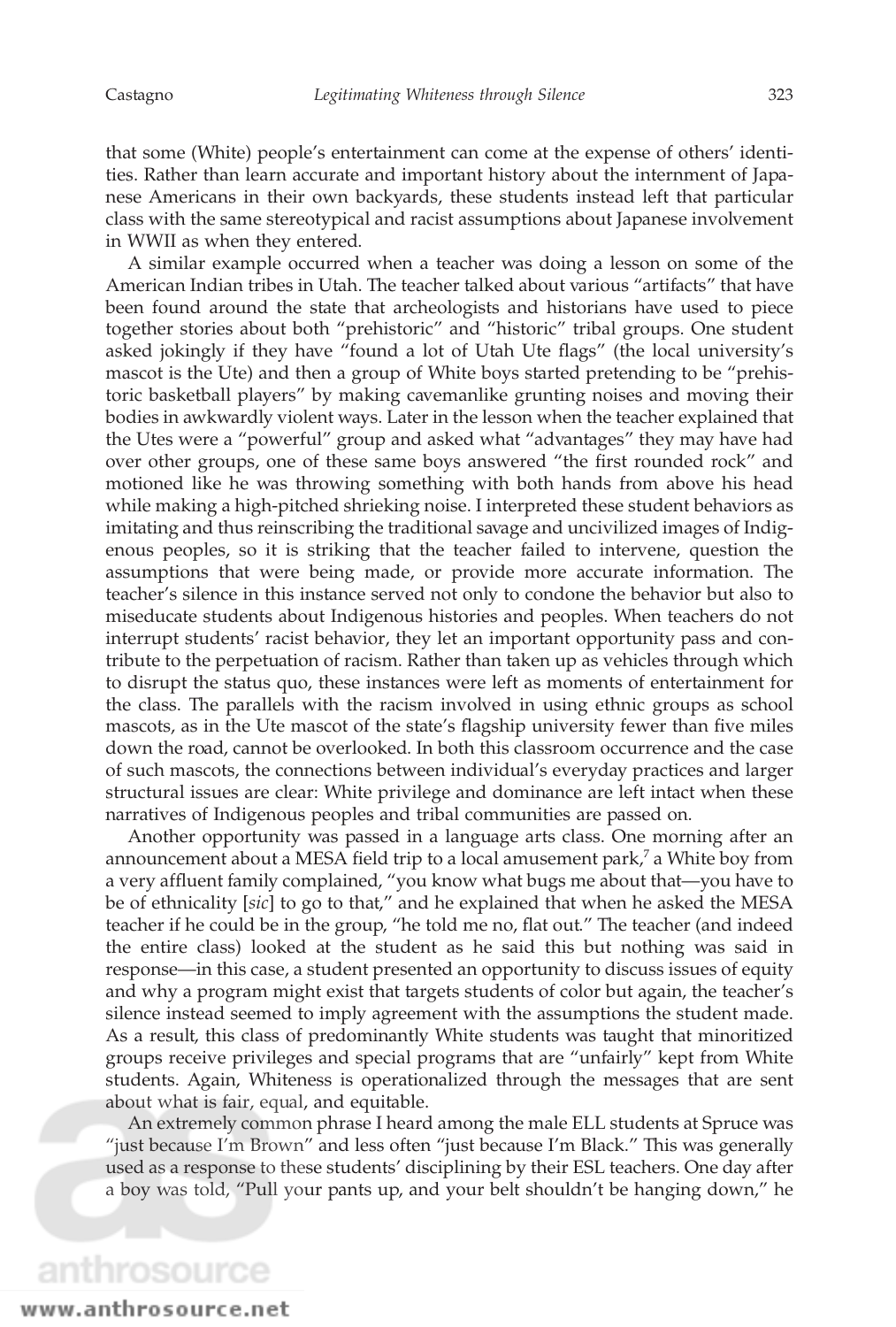that some (White) people's entertainment can come at the expense of others' identities. Rather than learn accurate and important history about the internment of Japanese Americans in their own backyards, these students instead left that particular class with the same stereotypical and racist assumptions about Japanese involvement in WWII as when they entered.

A similar example occurred when a teacher was doing a lesson on some of the American Indian tribes in Utah. The teacher talked about various "artifacts" that have been found around the state that archeologists and historians have used to piece together stories about both "prehistoric" and "historic" tribal groups. One student asked jokingly if they have "found a lot of Utah Ute flags" (the local university's mascot is the Ute) and then a group of White boys started pretending to be "prehistoric basketball players" by making cavemanlike grunting noises and moving their bodies in awkwardly violent ways. Later in the lesson when the teacher explained that the Utes were a "powerful" group and asked what "advantages" they may have had over other groups, one of these same boys answered "the first rounded rock" and motioned like he was throwing something with both hands from above his head while making a high-pitched shrieking noise. I interpreted these student behaviors as imitating and thus reinscribing the traditional savage and uncivilized images of Indigenous peoples, so it is striking that the teacher failed to intervene, question the assumptions that were being made, or provide more accurate information. The teacher's silence in this instance served not only to condone the behavior but also to miseducate students about Indigenous histories and peoples. When teachers do not interrupt students' racist behavior, they let an important opportunity pass and contribute to the perpetuation of racism. Rather than taken up as vehicles through which to disrupt the status quo, these instances were left as moments of entertainment for the class. The parallels with the racism involved in using ethnic groups as school mascots, as in the Ute mascot of the state's flagship university fewer than five miles down the road, cannot be overlooked. In both this classroom occurrence and the case of such mascots, the connections between individual's everyday practices and larger structural issues are clear: White privilege and dominance are left intact when these narratives of Indigenous peoples and tribal communities are passed on.

Another opportunity was passed in a language arts class. One morning after an announcement about a MESA field trip to a local amusement park,[7] a White boy from a very affluent family complained, "you know what bugs me about that—you have to be of ethnicality [*sic*] to go to that," and he explained that when he asked the MESA teacher if he could be in the group, "he told me no, flat out." The teacher (and indeed the entire class) looked at the student as he said this but nothing was said in response—in this case, a student presented an opportunity to discuss issues of equity and why a program might exist that targets students of color but again, the teacher's silence instead seemed to imply agreement with the assumptions the student made. As a result, this class of predominantly White students was taught that minoritized groups receive privileges and special programs that are "unfairly" kept from White students. Again, Whiteness is operationalized through the messages that are sent about what is fair, equal, and equitable.

An extremely common phrase I heard among the male ELL students at Spruce was "just because I'm Brown" and less often "just because I'm Black." This was generally used as a response to these students' disciplining by their ESL teachers. One day after a boy was told, "Pull your pants up, and your belt shouldn't be hanging down," he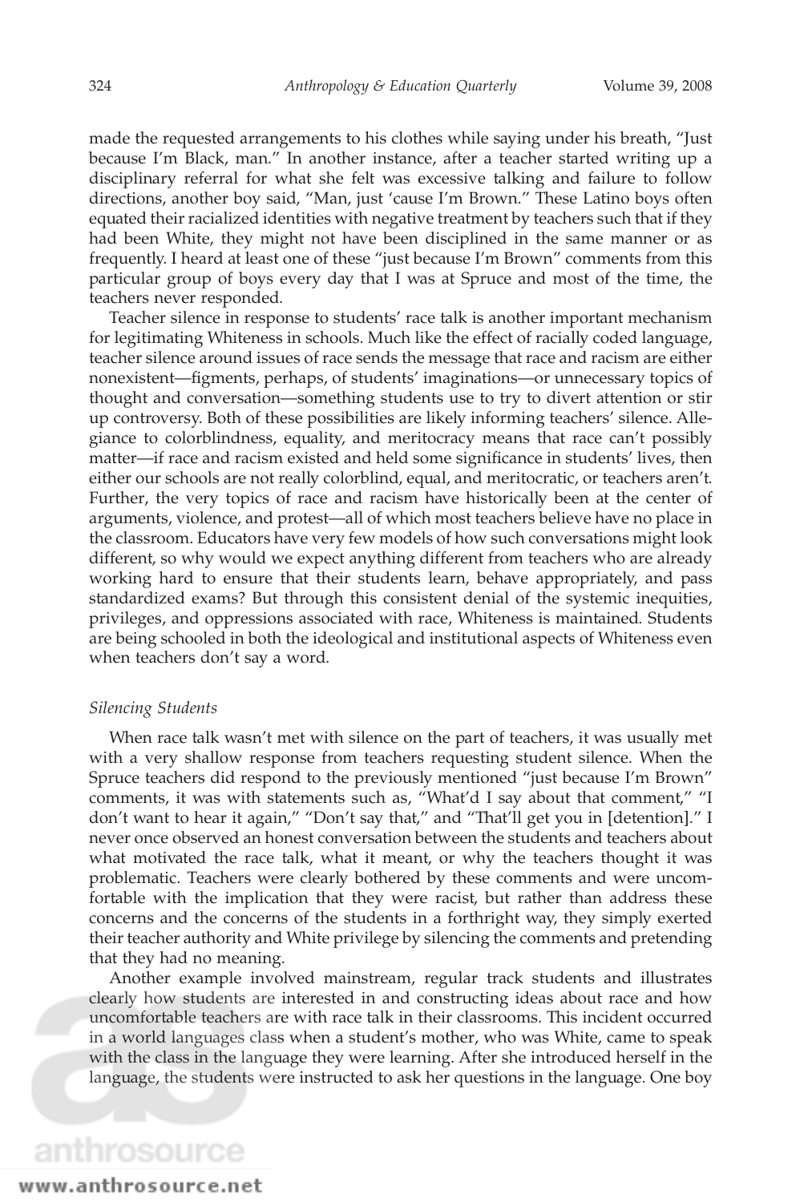made the requested arrangements to his clothes while saying under his breath, "Just because I'm Black, man." In another instance, after a teacher started writing up a disciplinary referral for what she felt was excessive talking and failure to follow directions, another boy said, "Man, just 'cause I'm Brown." These Latino boys often equated their racialized identities with negative treatment by teachers such that if they had been White, they might not have been disciplined in the same manner or as frequently. I heard at least one of these "just because I'm Brown" comments from this particular group of boys every day that I was at Spruce and most of the time, the teachers never responded.

Teacher silence in response to students' race talk is another important mechanism for legitimating Whiteness in schools. Much like the effect of racially coded language, teacher silence around issues of race sends the message that race and racism are either nonexistent—figments, perhaps, of students' imaginations—or unnecessary topics of thought and conversation—something students use to try to divert attention or stir up controversy. Both of these possibilities are likely informing teachers' silence. Allegiance to colorblindness, equality, and meritocracy means that race can't possibly matter—if race and racism existed and held some significance in students' lives, then either our schools are not really colorblind, equal, and meritocratic, or teachers aren't. Further, the very topics of race and racism have historically been at the center of arguments, violence, and protest—all of which most teachers believe have no place in the classroom. Educators have very few models of how such conversations might look different, so why would we expect anything different from teachers who are already working hard to ensure that their students learn, behave appropriately, and pass standardized exams? But through this consistent denial of the systemic inequities, privileges, and oppressions associated with race, Whiteness is maintained. Students are being schooled in both the ideological and institutional aspects of Whiteness even when teachers don't say a word.

### *Silencing Students*

When race talk wasn't met with silence on the part of teachers, it was usually met with a very shallow response from teachers requesting student silence. When the Spruce teachers did respond to the previously mentioned "just because I'm Brown" comments, it was with statements such as, "What'd I say about that comment," "I don't want to hear it again," "Don't say that," and "That'll get you in [detention]." I never once observed an honest conversation between the students and teachers about what motivated the race talk, what it meant, or why the teachers thought it was problematic. Teachers were clearly bothered by these comments and were uncomfortable with the implication that they were racist, but rather than address these concerns and the concerns of the students in a forthright way, they simply exerted their teacher authority and White privilege by silencing the comments and pretending that they had no meaning.

Another example involved mainstream, regular track students and illustrates clearly how students are interested in and constructing ideas about race and how uncomfortable teachers are with race talk in their classrooms. This incident occurred in a world languages class when a student's mother, who was White, came to speak with the class in the language they were learning. After she introduced herself in the language, the students were instructed to ask her questions in the language. One boy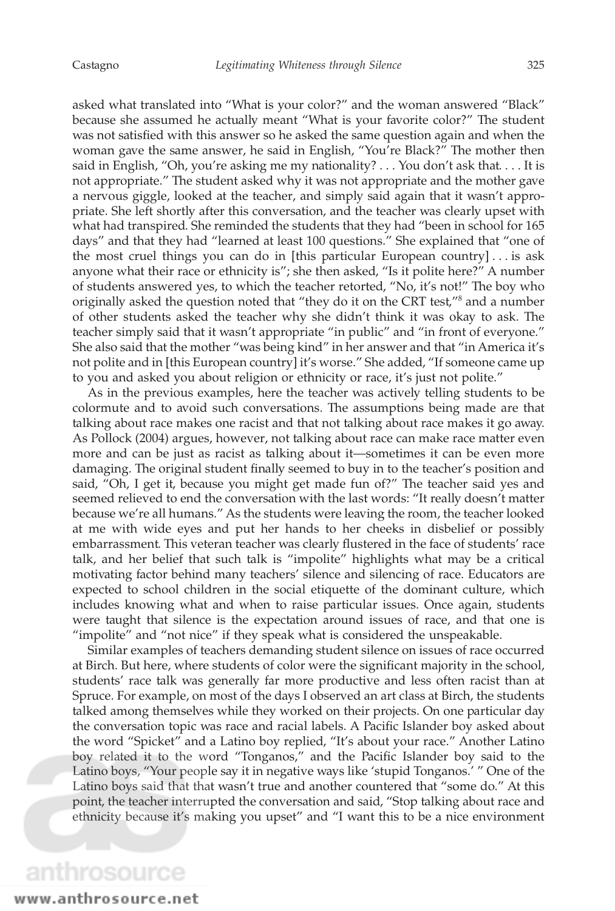asked what translated into "What is your color?" and the woman answered "Black" because she assumed he actually meant "What is your favorite color?" The student was not satisfied with this answer so he asked the same question again and when the woman gave the same answer, he said in English, "You're Black?" The mother then said in English, "Oh, you're asking me my nationality? . . . You don't ask that. . . . It is not appropriate." The student asked why it was not appropriate and the mother gave a nervous giggle, looked at the teacher, and simply said again that it wasn't appropriate. She left shortly after this conversation, and the teacher was clearly upset with what had transpired. She reminded the students that they had "been in school for 165 days" and that they had "learned at least 100 questions." She explained that "one of the most cruel things you can do in [this particular European country] . . . is ask anyone what their race or ethnicity is"; she then asked, "Is it polite here?" A number of students answered yes, to which the teacher retorted, "No, it's not!" The boy who originally asked the question noted that "they do it on the CRT test,"[8] and a number of other students asked the teacher why she didn't think it was okay to ask. The teacher simply said that it wasn't appropriate "in public" and "in front of everyone." She also said that the mother "was being kind" in her answer and that "in America it's not polite and in [this European country] it's worse." She added, "If someone came up to you and asked you about religion or ethnicity or race, it's just not polite."

As in the previous examples, here the teacher was actively telling students to be colormute and to avoid such conversations. The assumptions being made are that talking about race makes one racist and that not talking about race makes it go away. As Pollock (2004) argues, however, not talking about race can make race matter even more and can be just as racist as talking about it—sometimes it can be even more damaging. The original student finally seemed to buy in to the teacher's position and said, "Oh, I get it, because you might get made fun of?" The teacher said yes and seemed relieved to end the conversation with the last words: "It really doesn't matter because we're all humans." As the students were leaving the room, the teacher looked at me with wide eyes and put her hands to her cheeks in disbelief or possibly embarrassment. This veteran teacher was clearly flustered in the face of students' race talk, and her belief that such talk is "impolite" highlights what may be a critical motivating factor behind many teachers' silence and silencing of race. Educators are expected to school children in the social etiquette of the dominant culture, which includes knowing what and when to raise particular issues. Once again, students were taught that silence is the expectation around issues of race, and that one is "impolite" and "not nice" if they speak what is considered the unspeakable.

Similar examples of teachers demanding student silence on issues of race occurred at Birch. But here, where students of color were the significant majority in the school, students' race talk was generally far more productive and less often racist than at Spruce. For example, on most of the days I observed an art class at Birch, the students talked among themselves while they worked on their projects. On one particular day the conversation topic was race and racial labels. A Pacific Islander boy asked about the word "Spicket" and a Latino boy replied, "It's about your race." Another Latino boy related it to the word "Tonganos," and the Pacific Islander boy said to the Latino boys, "Your people say it in negative ways like 'stupid Tonganos.' " One of the Latino boys said that that wasn't true and another countered that "some do." At this point, the teacher interrupted the conversation and said, "Stop talking about race and ethnicity because it's making you upset" and "I want this to be a nice environment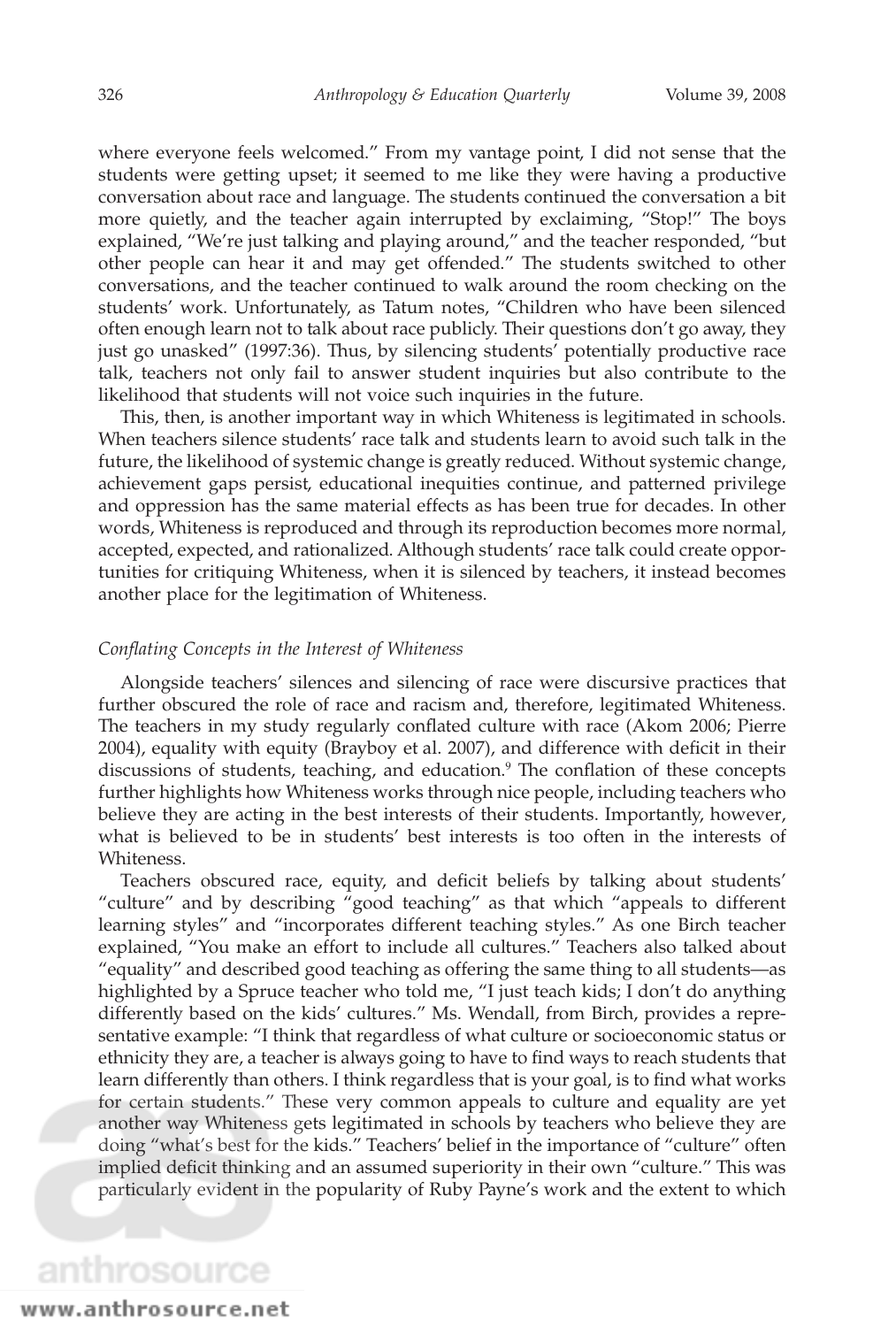where everyone feels welcomed." From my vantage point, I did not sense that the students were getting upset; it seemed to me like they were having a productive conversation about race and language. The students continued the conversation a bit more quietly, and the teacher again interrupted by exclaiming, "Stop!" The boys explained, "We're just talking and playing around," and the teacher responded, "but other people can hear it and may get offended." The students switched to other conversations, and the teacher continued to walk around the room checking on the students' work. Unfortunately, as Tatum notes, "Children who have been silenced often enough learn not to talk about race publicly. Their questions don't go away, they just go unasked" (1997:36). Thus, by silencing students' potentially productive race talk, teachers not only fail to answer student inquiries but also contribute to the likelihood that students will not voice such inquiries in the future.

This, then, is another important way in which Whiteness is legitimated in schools. When teachers silence students' race talk and students learn to avoid such talk in the future, the likelihood of systemic change is greatly reduced. Without systemic change, achievement gaps persist, educational inequities continue, and patterned privilege and oppression has the same material effects as has been true for decades. In other words, Whiteness is reproduced and through its reproduction becomes more normal, accepted, expected, and rationalized. Although students' race talk could create opportunities for critiquing Whiteness, when it is silenced by teachers, it instead becomes another place for the legitimation of Whiteness.

### *Conflating Concepts in the Interest of Whiteness*

Alongside teachers' silences and silencing of race were discursive practices that further obscured the role of race and racism and, therefore, legitimated Whiteness. The teachers in my study regularly conflated culture with race (Akom 2006; Pierre 2004), equality with equity (Brayboy et al. 2007), and difference with deficit in their discussions of students, teaching, and education.[9] The conflation of these concepts further highlights how Whiteness works through nice people, including teachers who believe they are acting in the best interests of their students. Importantly, however, what is believed to be in students' best interests is too often in the interests of Whiteness.

Teachers obscured race, equity, and deficit beliefs by talking about students' "culture" and by describing "good teaching" as that which "appeals to different learning styles" and "incorporates different teaching styles." As one Birch teacher explained, "You make an effort to include all cultures." Teachers also talked about "equality" and described good teaching as offering the same thing to all students—as highlighted by a Spruce teacher who told me, "I just teach kids; I don't do anything differently based on the kids' cultures." Ms. Wendall, from Birch, provides a representative example: "I think that regardless of what culture or socioeconomic status or ethnicity they are, a teacher is always going to have to find ways to reach students that learn differently than others. I think regardless that is your goal, is to find what works for certain students." These very common appeals to culture and equality are yet another way Whiteness gets legitimated in schools by teachers who believe they are doing "what's best for the kids." Teachers' belief in the importance of "culture" often implied deficit thinking and an assumed superiority in their own "culture." This was particularly evident in the popularity of Ruby Payne's work and the extent to which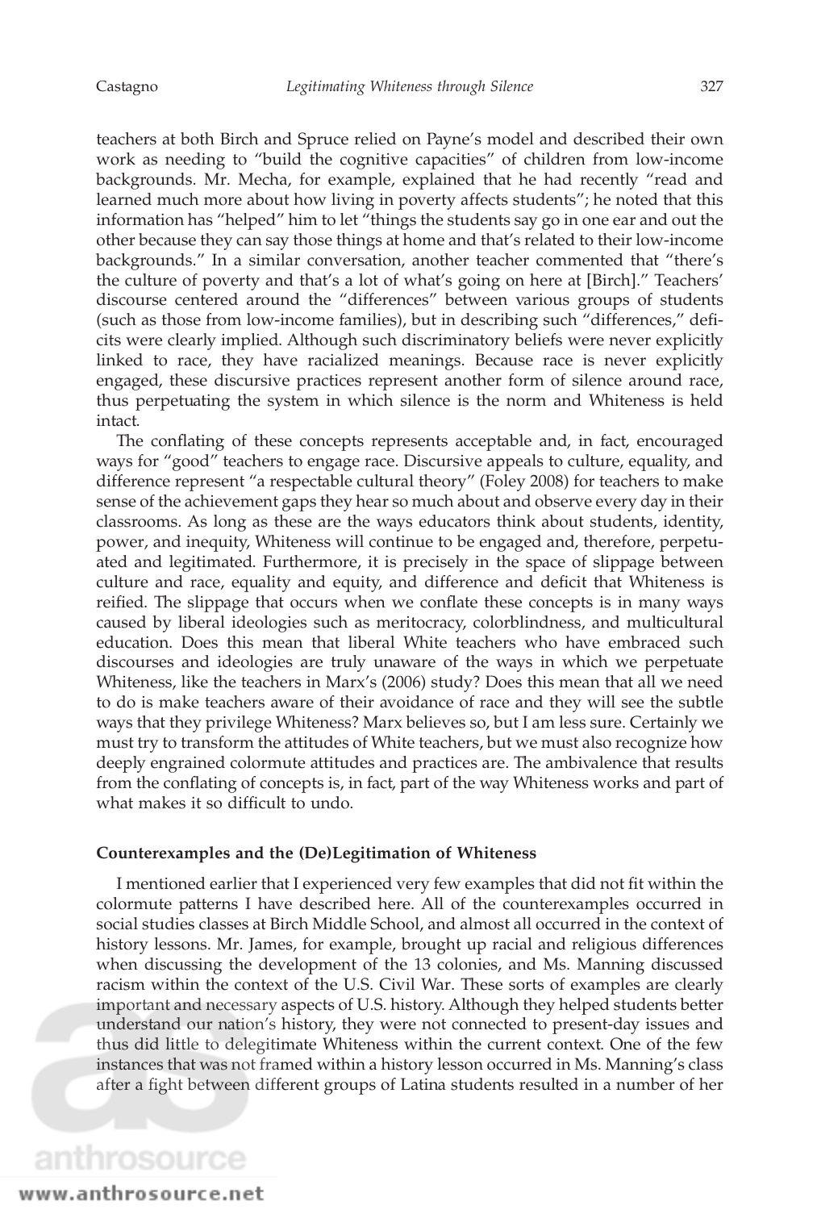teachers at both Birch and Spruce relied on Payne's model and described their own work as needing to "build the cognitive capacities" of children from low-income backgrounds. Mr. Mecha, for example, explained that he had recently "read and learned much more about how living in poverty affects students"; he noted that this information has "helped" him to let "things the students say go in one ear and out the other because they can say those things at home and that's related to their low-income backgrounds." In a similar conversation, another teacher commented that "there's the culture of poverty and that's a lot of what's going on here at [Birch]." Teachers' discourse centered around the "differences" between various groups of students (such as those from low-income families), but in describing such "differences," deficits were clearly implied. Although such discriminatory beliefs were never explicitly linked to race, they have racialized meanings. Because race is never explicitly engaged, these discursive practices represent another form of silence around race, thus perpetuating the system in which silence is the norm and Whiteness is held intact.

The conflating of these concepts represents acceptable and, in fact, encouraged ways for "good" teachers to engage race. Discursive appeals to culture, equality, and difference represent "a respectable cultural theory" (Foley 2008) for teachers to make sense of the achievement gaps they hear so much about and observe every day in their classrooms. As long as these are the ways educators think about students, identity, power, and inequity, Whiteness will continue to be engaged and, therefore, perpetuated and legitimated. Furthermore, it is precisely in the space of slippage between culture and race, equality and equity, and difference and deficit that Whiteness is reified. The slippage that occurs when we conflate these concepts is in many ways caused by liberal ideologies such as meritocracy, colorblindness, and multicultural education. Does this mean that liberal White teachers who have embraced such discourses and ideologies are truly unaware of the ways in which we perpetuate Whiteness, like the teachers in Marx's (2006) study? Does this mean that all we need to do is make teachers aware of their avoidance of race and they will see the subtle ways that they privilege Whiteness? Marx believes so, but I am less sure. Certainly we must try to transform the attitudes of White teachers, but we must also recognize how deeply engrained colormute attitudes and practices are. The ambivalence that results from the conflating of concepts is, in fact, part of the way Whiteness works and part of what makes it so difficult to undo.

### Counterexamples and the (De)Legitimation of Whiteness

I mentioned earlier that I experienced very few examples that did not fit within the colormute patterns I have described here. All of the counterexamples occurred in social studies classes at Birch Middle School, and almost all occurred in the context of history lessons. Mr. James, for example, brought up racial and religious differences when discussing the development of the 13 colonies, and Ms. Manning discussed racism within the context of the U.S. Civil War. These sorts of examples are clearly important and necessary aspects of U.S. history. Although they helped students better understand our nation's history, they were not connected to present-day issues and thus did little to delegitimate Whiteness within the current context. One of the few instances that was not framed within a history lesson occurred in Ms. Manning's class after a fight between different groups of Latina students resulted in a number of her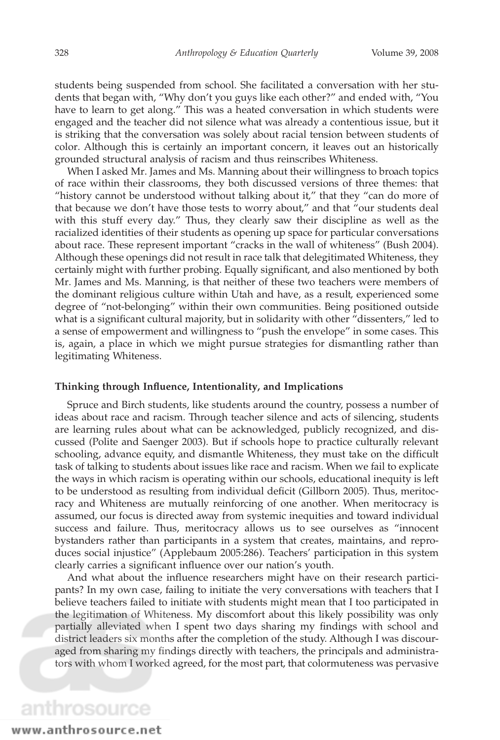students being suspended from school. She facilitated a conversation with her students that began with, "Why don't you guys like each other?" and ended with, "You have to learn to get along." This was a heated conversation in which students were engaged and the teacher did not silence what was already a contentious issue, but it is striking that the conversation was solely about racial tension between students of color. Although this is certainly an important concern, it leaves out an historically grounded structural analysis of racism and thus reinscribes Whiteness.

When I asked Mr. James and Ms. Manning about their willingness to broach topics of race within their classrooms, they both discussed versions of three themes: that "history cannot be understood without talking about it," that they "can do more of that because we don't have those tests to worry about," and that "our students deal with this stuff every day." Thus, they clearly saw their discipline as well as the racialized identities of their students as opening up space for particular conversations about race. These represent important "cracks in the wall of whiteness" (Bush 2004). Although these openings did not result in race talk that delegitimated Whiteness, they certainly might with further probing. Equally significant, and also mentioned by both Mr. James and Ms. Manning, is that neither of these two teachers were members of the dominant religious culture within Utah and have, as a result, experienced some degree of "not-belonging" within their own communities. Being positioned outside what is a significant cultural majority, but in solidarity with other "dissenters," led to a sense of empowerment and willingness to "push the envelope" in some cases. This is, again, a place in which we might pursue strategies for dismantling rather than legitimating Whiteness.

### Thinking through Influence, Intentionality, and Implications

Spruce and Birch students, like students around the country, possess a number of ideas about race and racism. Through teacher silence and acts of silencing, students are learning rules about what can be acknowledged, publicly recognized, and discussed (Polite and Saenger 2003). But if schools hope to practice culturally relevant schooling, advance equity, and dismantle Whiteness, they must take on the difficult task of talking to students about issues like race and racism. When we fail to explicate the ways in which racism is operating within our schools, educational inequity is left to be understood as resulting from individual deficit (Gillborn 2005). Thus, meritocracy and Whiteness are mutually reinforcing of one another. When meritocracy is assumed, our focus is directed away from systemic inequities and toward individual success and failure. Thus, meritocracy allows us to see ourselves as "innocent bystanders rather than participants in a system that creates, maintains, and reproduces social injustice" (Applebaum 2005:286). Teachers' participation in this system clearly carries a significant influence over our nation's youth.

And what about the influence researchers might have on their research participants? In my own case, failing to initiate the very conversations with teachers that I believe teachers failed to initiate with students might mean that I too participated in the legitimation of Whiteness. My discomfort about this likely possibility was only partially alleviated when I spent two days sharing my findings with school and district leaders six months after the completion of the study. Although I was discouraged from sharing my findings directly with teachers, the principals and administrators with whom I worked agreed, for the most part, that colormuteness was pervasive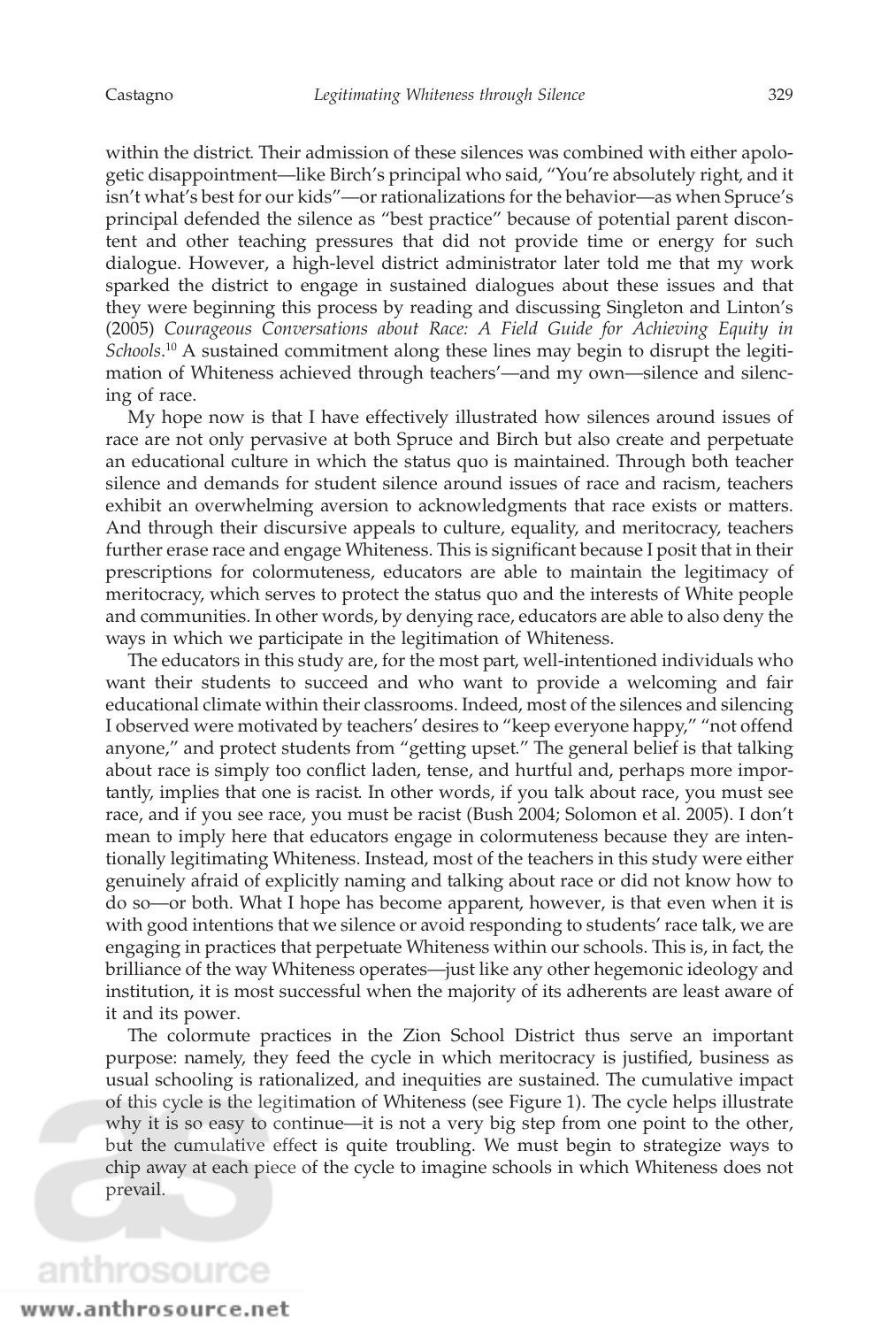within the district. Their admission of these silences was combined with either apologetic disappointment—like Birch's principal who said, "You're absolutely right, and it isn't what's best for our kids"—or rationalizations for the behavior—as when Spruce's principal defended the silence as "best practice" because of potential parent discontent and other teaching pressures that did not provide time or energy for such dialogue. However, a high-level district administrator later told me that my work sparked the district to engage in sustained dialogues about these issues and that they were beginning this process by reading and discussing Singleton and Linton's (2005) *Courageous Conversations about Race: A Field Guide for Achieving Equity in Schools*.[10] A sustained commitment along these lines may begin to disrupt the legitimation of Whiteness achieved through teachers'—and my own—silence and silencing of race.

My hope now is that I have effectively illustrated how silences around issues of race are not only pervasive at both Spruce and Birch but also create and perpetuate an educational culture in which the status quo is maintained. Through both teacher silence and demands for student silence around issues of race and racism, teachers exhibit an overwhelming aversion to acknowledgments that race exists or matters. And through their discursive appeals to culture, equality, and meritocracy, teachers further erase race and engage Whiteness. This is significant because I posit that in their prescriptions for colormuteness, educators are able to maintain the legitimacy of meritocracy, which serves to protect the status quo and the interests of White people and communities. In other words, by denying race, educators are able to also deny the ways in which we participate in the legitimation of Whiteness.

The educators in this study are, for the most part, well-intentioned individuals who want their students to succeed and who want to provide a welcoming and fair educational climate within their classrooms. Indeed, most of the silences and silencing I observed were motivated by teachers' desires to "keep everyone happy," "not offend anyone," and protect students from "getting upset." The general belief is that talking about race is simply too conflict laden, tense, and hurtful and, perhaps more importantly, implies that one is racist. In other words, if you talk about race, you must see race, and if you see race, you must be racist (Bush 2004; Solomon et al. 2005). I don't mean to imply here that educators engage in colormuteness because they are intentionally legitimating Whiteness. Instead, most of the teachers in this study were either genuinely afraid of explicitly naming and talking about race or did not know how to do so—or both. What I hope has become apparent, however, is that even when it is with good intentions that we silence or avoid responding to students' race talk, we are engaging in practices that perpetuate Whiteness within our schools. This is, in fact, the brilliance of the way Whiteness operates—just like any other hegemonic ideology and institution, it is most successful when the majority of its adherents are least aware of it and its power.

The colormute practices in the Zion School District thus serve an important purpose: namely, they feed the cycle in which meritocracy is justified, business as usual schooling is rationalized, and inequities are sustained. The cumulative impact of this cycle is the legitimation of Whiteness (see Figure 1). The cycle helps illustrate why it is so easy to continue—it is not a very big step from one point to the other, but the cumulative effect is quite troubling. We must begin to strategize ways to chip away at each piece of the cycle to imagine schools in which Whiteness does not prevail.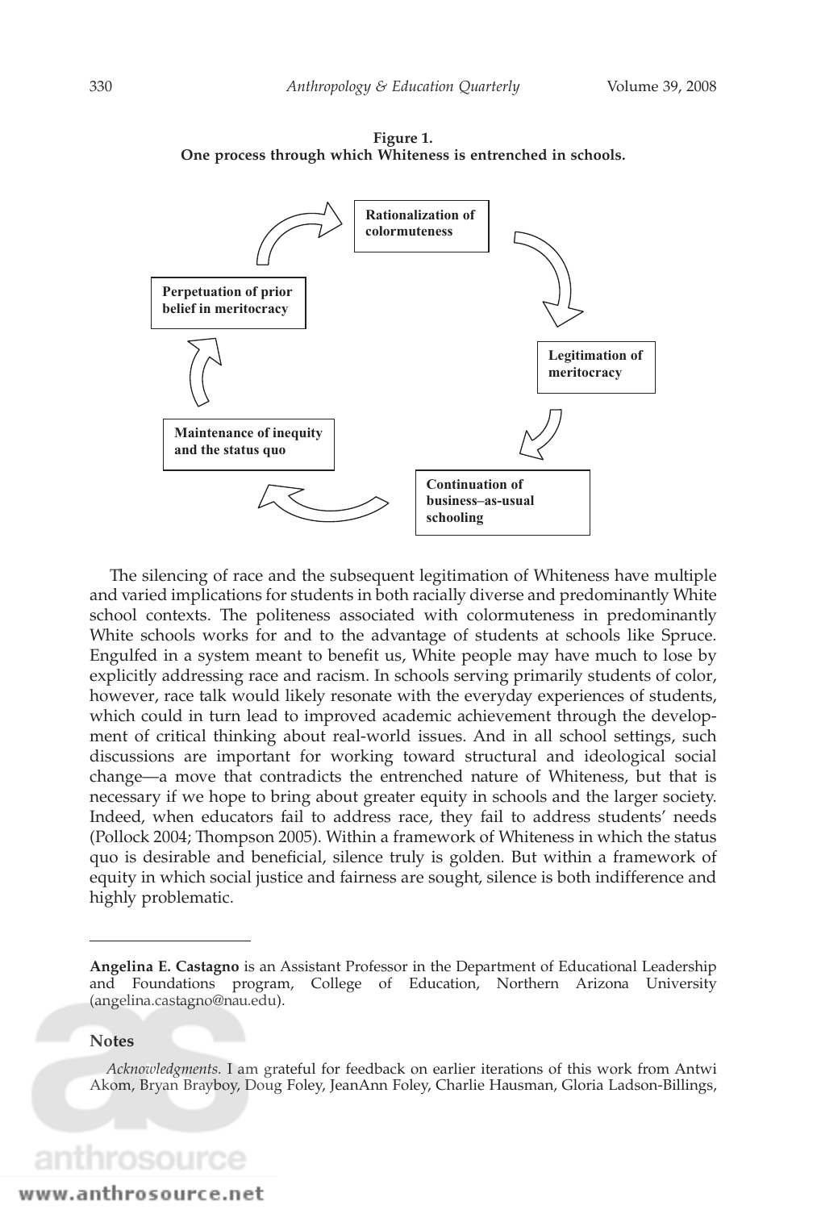**Figure 1.**
**One process through which Whiteness is entrenched in schools.**

Rationalization of colormuteness

Legitimation of meritocracy

Continuation of business–as-usual schooling

Maintenance of inequity and the status quo

Perpetuation of prior belief in meritocracy

The silencing of race and the subsequent legitimation of Whiteness have multiple and varied implications for students in both racially diverse and predominantly White school contexts. The politeness associated with colormuteness in predominantly White schools works for and to the advantage of students at schools like Spruce. Engulfed in a system meant to benefit us, White people may have much to lose by explicitly addressing race and racism. In schools serving primarily students of color, however, race talk would likely resonate with the everyday experiences of students, which could in turn lead to improved academic achievement through the development of critical thinking about real-world issues. And in all school settings, such discussions are important for working toward structural and ideological social change—a move that contradicts the entrenched nature of Whiteness, but that is necessary if we hope to bring about greater equity in schools and the larger society. Indeed, when educators fail to address race, they fail to address students' needs (Pollock 2004; Thompson 2005). Within a framework of Whiteness in which the status quo is desirable and beneficial, silence truly is golden. But within a framework of equity in which social justice and fairness are sought, silence is both indifference and highly problematic.

---

**Angelina E. Castagno** is an Assistant Professor in the Department of Educational Leadership and Foundations program, College of Education, Northern Arizona University (angelina.castagno@nau.edu).

## Notes

*Acknowledgments.* I am grateful for feedback on earlier iterations of this work from Antwi Akom, Bryan Brayboy, Doug Foley, JeanAnn Foley, Charlie Hausman, Gloria Ladson-Billings,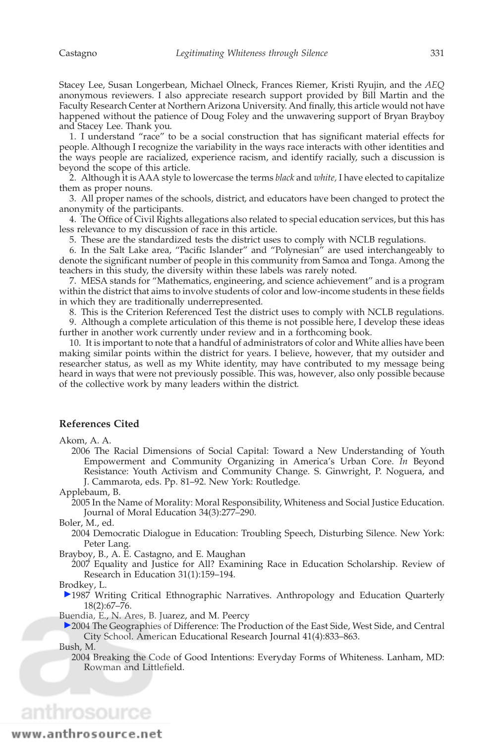Stacey Lee, Susan Longerbean, Michael Olneck, Frances Riemer, Kristi Ryujin, and the *AEQ* anonymous reviewers. I also appreciate research support provided by Bill Martin and the Faculty Research Center at Northern Arizona University. And finally, this article would not have happened without the patience of Doug Foley and the unwavering support of Bryan Brayboy and Stacey Lee. Thank you.

1. I understand "race" to be a social construction that has significant material effects for people. Although I recognize the variability in the ways race interacts with other identities and the ways people are racialized, experience racism, and identify racially, such a discussion is beyond the scope of this article.

2. Although it is AAA style to lowercase the terms *black* and *white,* I have elected to capitalize them as proper nouns.

3. All proper names of the schools, district, and educators have been changed to protect the anonymity of the participants.

4. The Office of Civil Rights allegations also related to special education services, but this has less relevance to my discussion of race in this article.

5. These are the standardized tests the district uses to comply with NCLB regulations.

6. In the Salt Lake area, "Pacific Islander" and "Polynesian" are used interchangeably to denote the significant number of people in this community from Samoa and Tonga. Among the teachers in this study, the diversity within these labels was rarely noted.

7. MESA stands for "Mathematics, engineering, and science achievement" and is a program within the district that aims to involve students of color and low-income students in these fields in which they are traditionally underrepresented.

8. This is the Criterion Referenced Test the district uses to comply with NCLB regulations.

9. Although a complete articulation of this theme is not possible here, I develop these ideas further in another work currently under review and in a forthcoming book.

10. It is important to note that a handful of administrators of color and White allies have been making similar points within the district for years. I believe, however, that my outsider and researcher status, as well as my White identity, may have contributed to my message being heard in ways that were not previously possible. This was, however, also only possible because of the collective work by many leaders within the district.

## References Cited

Akom, A. A.
2006 The Racial Dimensions of Social Capital: Toward a New Understanding of Youth Empowerment and Community Organizing in America's Urban Core. *In* Beyond Resistance: Youth Activism and Community Change. S. Ginwright, P. Noguera, and J. Cammarota, eds. Pp. 81–92. New York: Routledge.

Applebaum, B.
2005 In the Name of Morality: Moral Responsibility, Whiteness and Social Justice Education. Journal of Moral Education 34(3):277–290.

Boler, M., ed.
2004 Democratic Dialogue in Education: Troubling Speech, Disturbing Silence. New York: Peter Lang.

Brayboy, B., A. E. Castagno, and E. Maughan
2007 Equality and Justice for All? Examining Race in Education Scholarship. Review of Research in Education 31(1):159–194.

Brodkey, L.
1987 Writing Critical Ethnographic Narratives. Anthropology and Education Quarterly 18(2):67–76.

Buendia, E., N. Ares, B. Juarez, and M. Peercy
2004 The Geographies of Difference: The Production of the East Side, West Side, and Central City School. American Educational Research Journal 41(4):833–863.

Bush, M.
2004 Breaking the Code of Good Intentions: Everyday Forms of Whiteness. Lanham, MD: Rowman and Littlefield.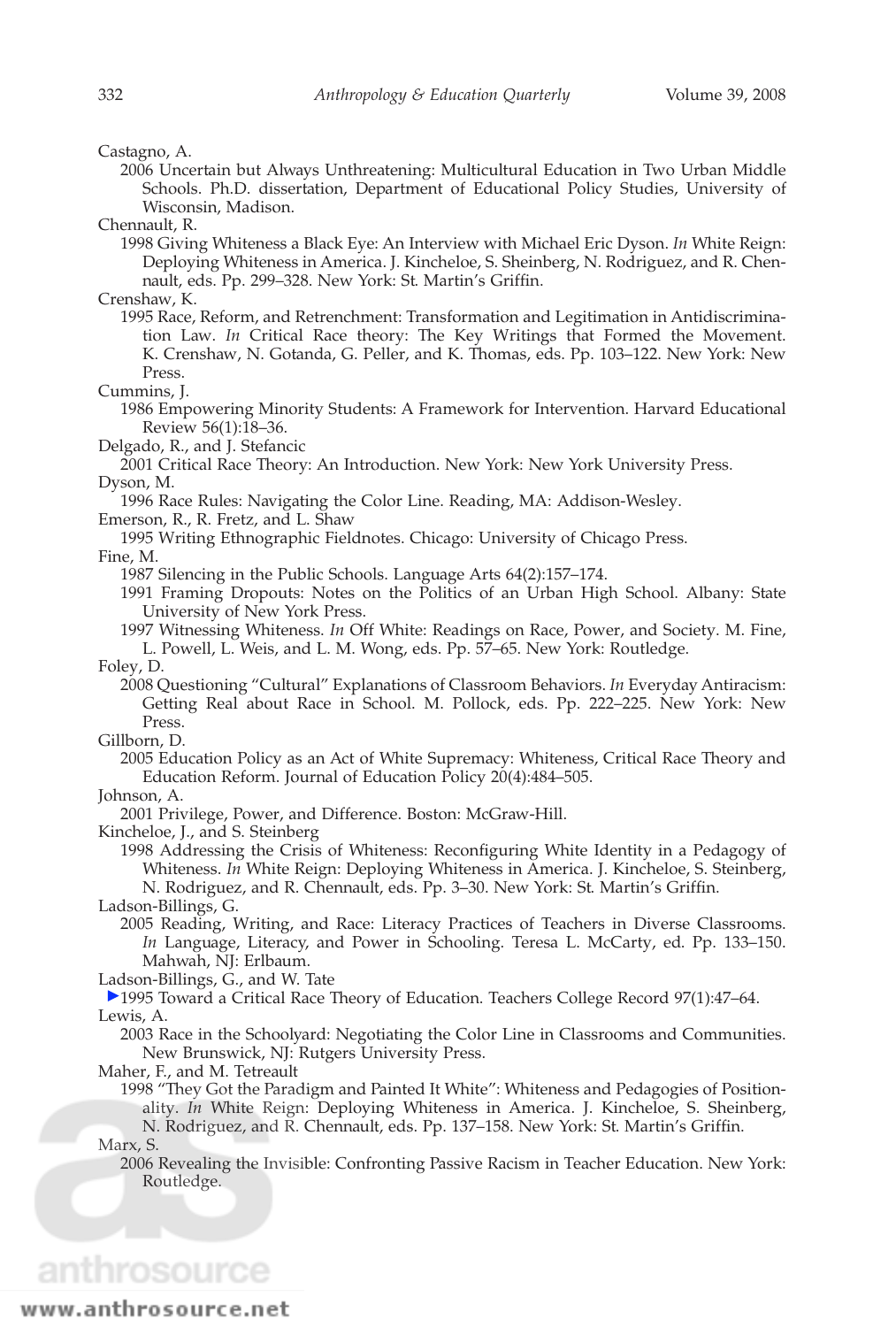Castagno, A.

2006 Uncertain but Always Unthreatening: Multicultural Education in Two Urban Middle Schools. Ph.D. dissertation, Department of Educational Policy Studies, University of Wisconsin, Madison.

Chennault, R.

1998 Giving Whiteness a Black Eye: An Interview with Michael Eric Dyson. *In* White Reign: Deploying Whiteness in America. J. Kincheloe, S. Sheinberg, N. Rodriguez, and R. Chennault, eds. Pp. 299–328. New York: St. Martin's Griffin.

Crenshaw, K.

1995 Race, Reform, and Retrenchment: Transformation and Legitimation in Antidiscrimination Law. *In* Critical Race theory: The Key Writings that Formed the Movement. K. Crenshaw, N. Gotanda, G. Peller, and K. Thomas, eds. Pp. 103–122. New York: New Press.

Cummins, J.

1986 Empowering Minority Students: A Framework for Intervention. Harvard Educational Review 56(1):18–36.

Delgado, R., and J. Stefancic

2001 Critical Race Theory: An Introduction. New York: New York University Press.

Dyson, M.

1996 Race Rules: Navigating the Color Line. Reading, MA: Addison-Wesley.

Emerson, R., R. Fretz, and L. Shaw

1995 Writing Ethnographic Fieldnotes. Chicago: University of Chicago Press.

Fine, M.

1987 Silencing in the Public Schools. Language Arts 64(2):157–174.

1991 Framing Dropouts: Notes on the Politics of an Urban High School. Albany: State University of New York Press.

1997 Witnessing Whiteness. *In* Off White: Readings on Race, Power, and Society. M. Fine, L. Powell, L. Weis, and L. M. Wong, eds. Pp. 57–65. New York: Routledge.

Foley, D.

2008 Questioning "Cultural" Explanations of Classroom Behaviors. *In* Everyday Antiracism: Getting Real about Race in School. M. Pollock, eds. Pp. 222–225. New York: New Press.

Gillborn, D.

2005 Education Policy as an Act of White Supremacy: Whiteness, Critical Race Theory and Education Reform. Journal of Education Policy 20(4):484–505.

Johnson, A.

2001 Privilege, Power, and Difference. Boston: McGraw-Hill.

Kincheloe, J., and S. Steinberg

1998 Addressing the Crisis of Whiteness: Reconfiguring White Identity in a Pedagogy of Whiteness. *In* White Reign: Deploying Whiteness in America. J. Kincheloe, S. Steinberg, N. Rodriguez, and R. Chennault, eds. Pp. 3–30. New York: St. Martin's Griffin.

Ladson-Billings, G.

2005 Reading, Writing, and Race: Literacy Practices of Teachers in Diverse Classrooms. *In* Language, Literacy, and Power in Schooling. Teresa L. McCarty, ed. Pp. 133–150. Mahwah, NJ: Erlbaum.

Ladson-Billings, G., and W. Tate

1995 Toward a Critical Race Theory of Education. Teachers College Record 97(1):47–64.

Lewis, A.

2003 Race in the Schoolyard: Negotiating the Color Line in Classrooms and Communities. New Brunswick, NJ: Rutgers University Press.

Maher, F., and M. Tetreault

1998 "They Got the Paradigm and Painted It White": Whiteness and Pedagogies of Positionality. *In* White Reign: Deploying Whiteness in America. J. Kincheloe, S. Sheinberg, N. Rodriguez, and R. Chennault, eds. Pp. 137–158. New York: St. Martin's Griffin.

Marx, S.

2006 Revealing the Invisible: Confronting Passive Racism in Teacher Education. New York: Routledge.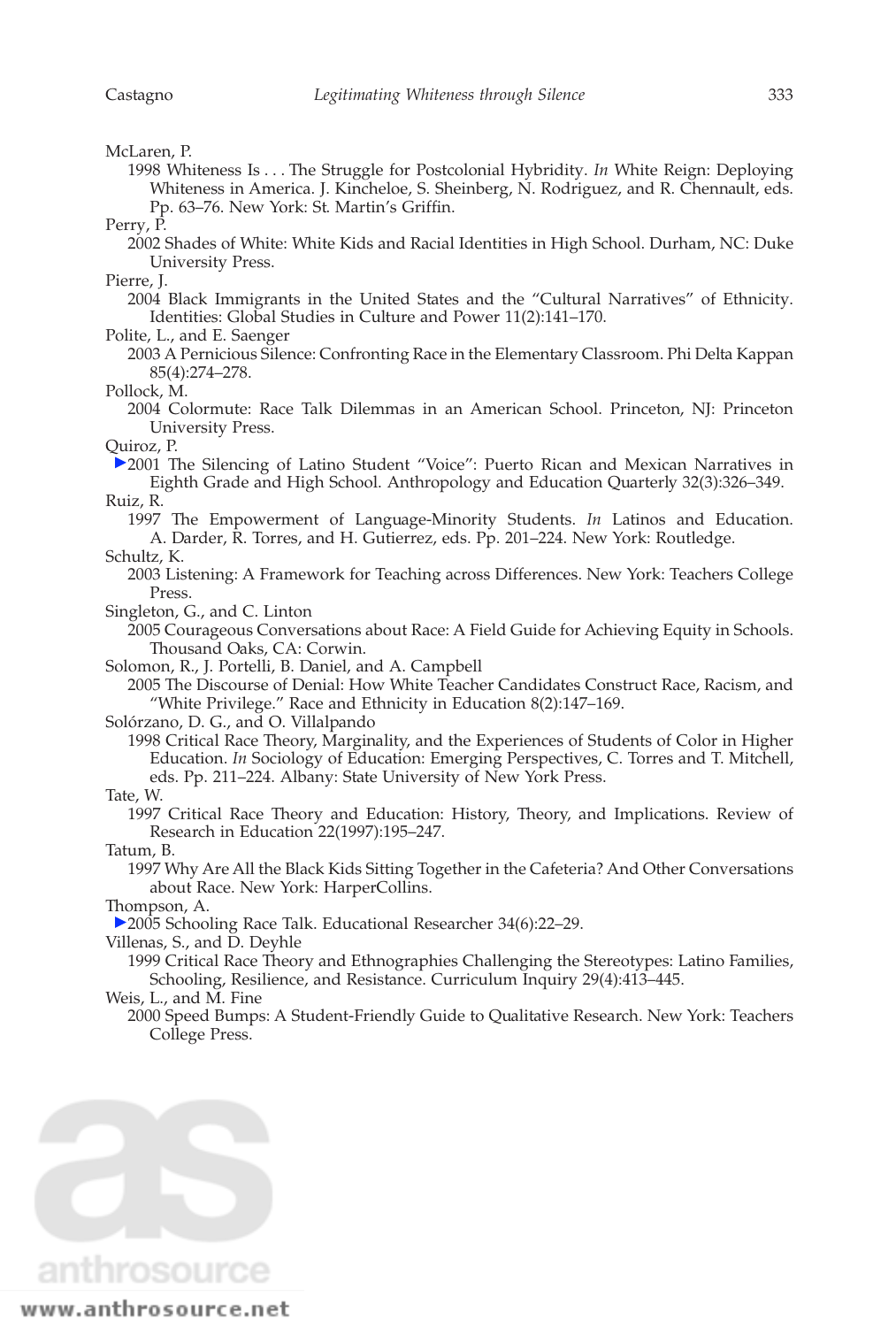McLaren, P.

1998 Whiteness Is . . . The Struggle for Postcolonial Hybridity. *In* White Reign: Deploying Whiteness in America. J. Kincheloe, S. Sheinberg, N. Rodriguez, and R. Chennault, eds. Pp. 63–76. New York: St. Martin's Griffin.

Perry, P.

2002 Shades of White: White Kids and Racial Identities in High School. Durham, NC: Duke University Press.

Pierre, J.

2004 Black Immigrants in the United States and the "Cultural Narratives" of Ethnicity. Identities: Global Studies in Culture and Power 11(2):141–170.

Polite, L., and E. Saenger

2003 A Pernicious Silence: Confronting Race in the Elementary Classroom. Phi Delta Kappan 85(4):274–278.

Pollock, M.

2004 Colormute: Race Talk Dilemmas in an American School. Princeton, NJ: Princeton University Press.

Quiroz, P.

2001 The Silencing of Latino Student "Voice": Puerto Rican and Mexican Narratives in Eighth Grade and High School. Anthropology and Education Quarterly 32(3):326–349.

Ruiz, R.

1997 The Empowerment of Language-Minority Students. *In* Latinos and Education. A. Darder, R. Torres, and H. Gutierrez, eds. Pp. 201–224. New York: Routledge.

Schultz, K.

2003 Listening: A Framework for Teaching across Differences. New York: Teachers College Press.

Singleton, G., and C. Linton

2005 Courageous Conversations about Race: A Field Guide for Achieving Equity in Schools. Thousand Oaks, CA: Corwin.

Solomon, R., J. Portelli, B. Daniel, and A. Campbell

2005 The Discourse of Denial: How White Teacher Candidates Construct Race, Racism, and "White Privilege." Race and Ethnicity in Education 8(2):147–169.

Solórzano, D. G., and O. Villalpando

1998 Critical Race Theory, Marginality, and the Experiences of Students of Color in Higher Education. *In* Sociology of Education: Emerging Perspectives, C. Torres and T. Mitchell, eds. Pp. 211–224. Albany: State University of New York Press.

Tate, W.

1997 Critical Race Theory and Education: History, Theory, and Implications. Review of Research in Education 22(1997):195–247.

Tatum, B.

1997 Why Are All the Black Kids Sitting Together in the Cafeteria? And Other Conversations about Race. New York: HarperCollins.

Thompson, A.

2005 Schooling Race Talk. Educational Researcher 34(6):22–29.

Villenas, S., and D. Deyhle

1999 Critical Race Theory and Ethnographies Challenging the Stereotypes: Latino Families, Schooling, Resilience, and Resistance. Curriculum Inquiry 29(4):413–445.

Weis, L., and M. Fine

2000 Speed Bumps: A Student-Friendly Guide to Qualitative Research. New York: Teachers College Press.